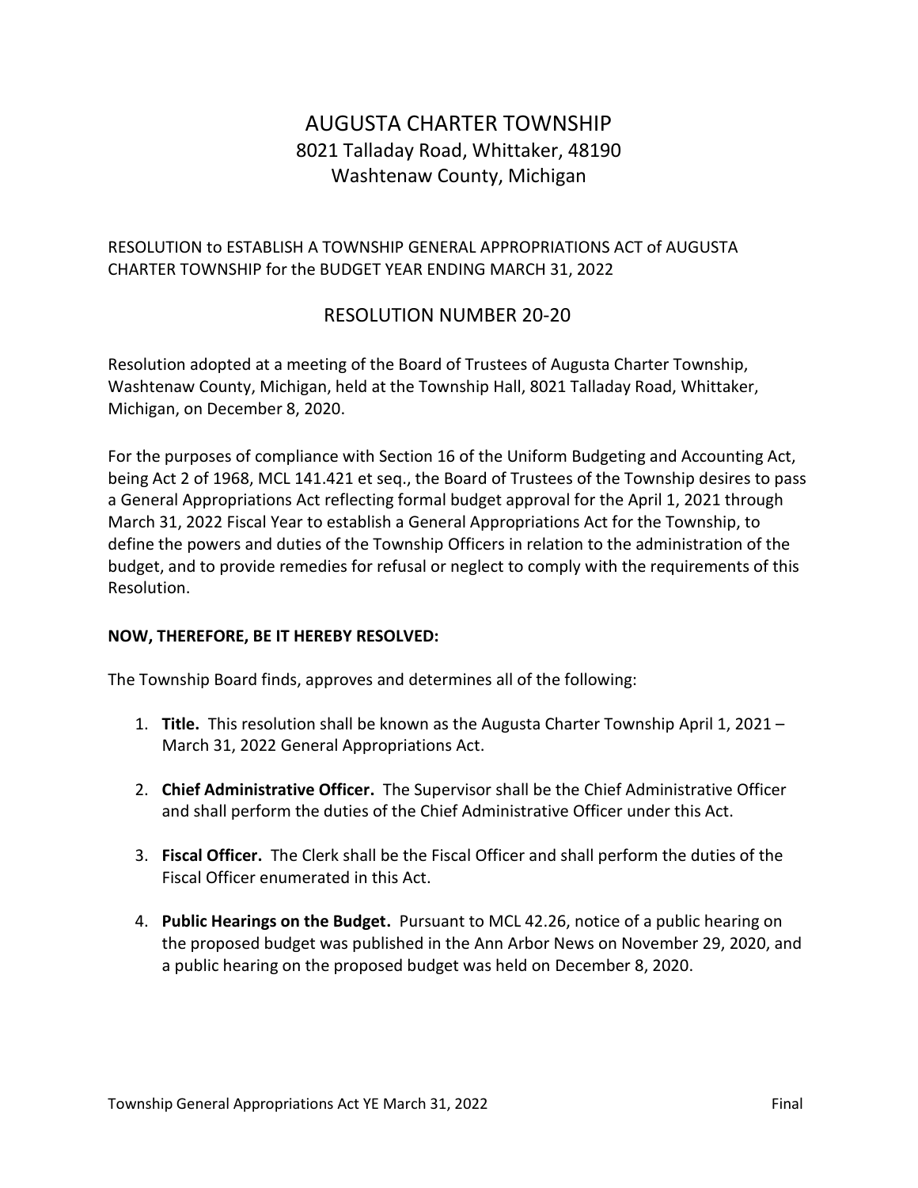# AUGUSTA CHARTER TOWNSHIP

8021 Talladay Road, Whittaker, 48190
Washtenaw County, Michigan

RESOLUTION to ESTABLISH A TOWNSHIP GENERAL APPROPRIATIONS ACT of AUGUSTA CHARTER TOWNSHIP for the BUDGET YEAR ENDING MARCH 31, 2022

## RESOLUTION NUMBER 20-20

Resolution adopted at a meeting of the Board of Trustees of Augusta Charter Township, Washtenaw County, Michigan, held at the Township Hall, 8021 Talladay Road, Whittaker, Michigan, on December 8, 2020.

For the purposes of compliance with Section 16 of the Uniform Budgeting and Accounting Act, being Act 2 of 1968, MCL 141.421 et seq., the Board of Trustees of the Township desires to pass a General Appropriations Act reflecting formal budget approval for the April 1, 2021 through March 31, 2022 Fiscal Year to establish a General Appropriations Act for the Township, to define the powers and duties of the Township Officers in relation to the administration of the budget, and to provide remedies for refusal or neglect to comply with the requirements of this Resolution.

**NOW, THEREFORE, BE IT HEREBY RESOLVED:**

The Township Board finds, approves and determines all of the following:

1. **Title.** This resolution shall be known as the Augusta Charter Township April 1, 2021 – March 31, 2022 General Appropriations Act.
2. **Chief Administrative Officer.** The Supervisor shall be the Chief Administrative Officer and shall perform the duties of the Chief Administrative Officer under this Act.
3. **Fiscal Officer.** The Clerk shall be the Fiscal Officer and shall perform the duties of the Fiscal Officer enumerated in this Act.
4. **Public Hearings on the Budget.** Pursuant to MCL 42.26, notice of a public hearing on the proposed budget was published in the Ann Arbor News on November 29, 2020, and a public hearing on the proposed budget was held on December 8, 2020.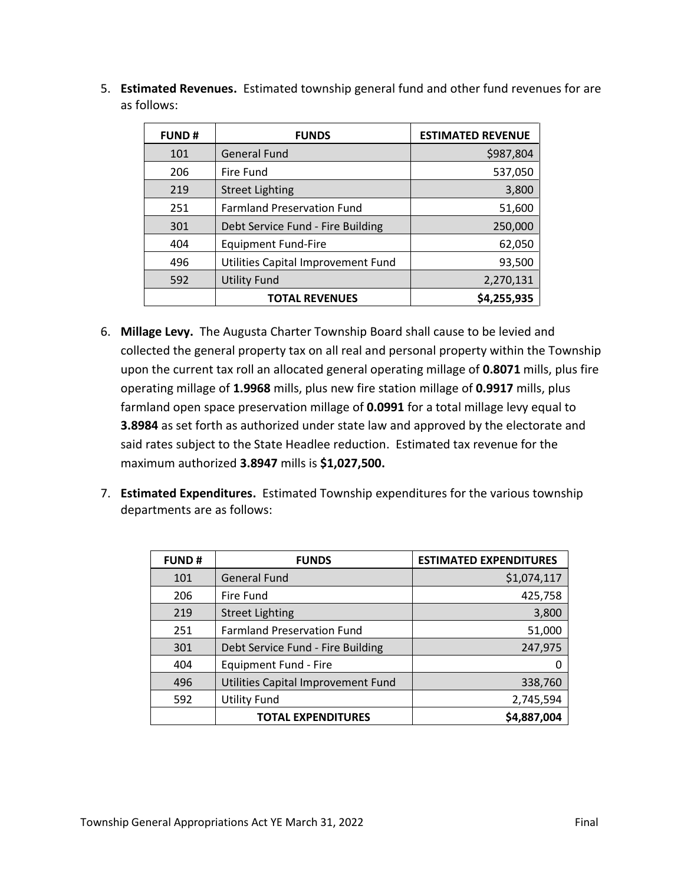5. **Estimated Revenues.** Estimated township general fund and other fund revenues for are as follows:

| FUND # | FUNDS | ESTIMATED REVENUE |
|---|---|---|
| 101 | General Fund | $987,804 |
| 206 | Fire Fund | 537,050 |
| 219 | Street Lighting | 3,800 |
| 251 | Farmland Preservation Fund | 51,600 |
| 301 | Debt Service Fund - Fire Building | 250,000 |
| 404 | Equipment Fund-Fire | 62,050 |
| 496 | Utilities Capital Improvement Fund | 93,500 |
| 592 | Utility Fund | 2,270,131 |
| | **TOTAL REVENUES** | **$4,255,935** |

6. **Millage Levy.** The Augusta Charter Township Board shall cause to be levied and collected the general property tax on all real and personal property within the Township upon the current tax roll an allocated general operating millage of **0.8071** mills, plus fire operating millage of **1.9968** mills, plus new fire station millage of **0.9917** mills, plus farmland open space preservation millage of **0.0991** for a total millage levy equal to **3.8984** as set forth as authorized under state law and approved by the electorate and said rates subject to the State Headlee reduction. Estimated tax revenue for the maximum authorized **3.8947** mills is **$1,027,500.**

7. **Estimated Expenditures.** Estimated Township expenditures for the various township departments are as follows:

| FUND # | FUNDS | ESTIMATED EXPENDITURES |
|---|---|---|
| 101 | General Fund | $1,074,117 |
| 206 | Fire Fund | 425,758 |
| 219 | Street Lighting | 3,800 |
| 251 | Farmland Preservation Fund | 51,000 |
| 301 | Debt Service Fund - Fire Building | 247,975 |
| 404 | Equipment Fund - Fire | 0 |
| 496 | Utilities Capital Improvement Fund | 338,760 |
| 592 | Utility Fund | 2,745,594 |
| | **TOTAL EXPENDITURES** | **$4,887,004** |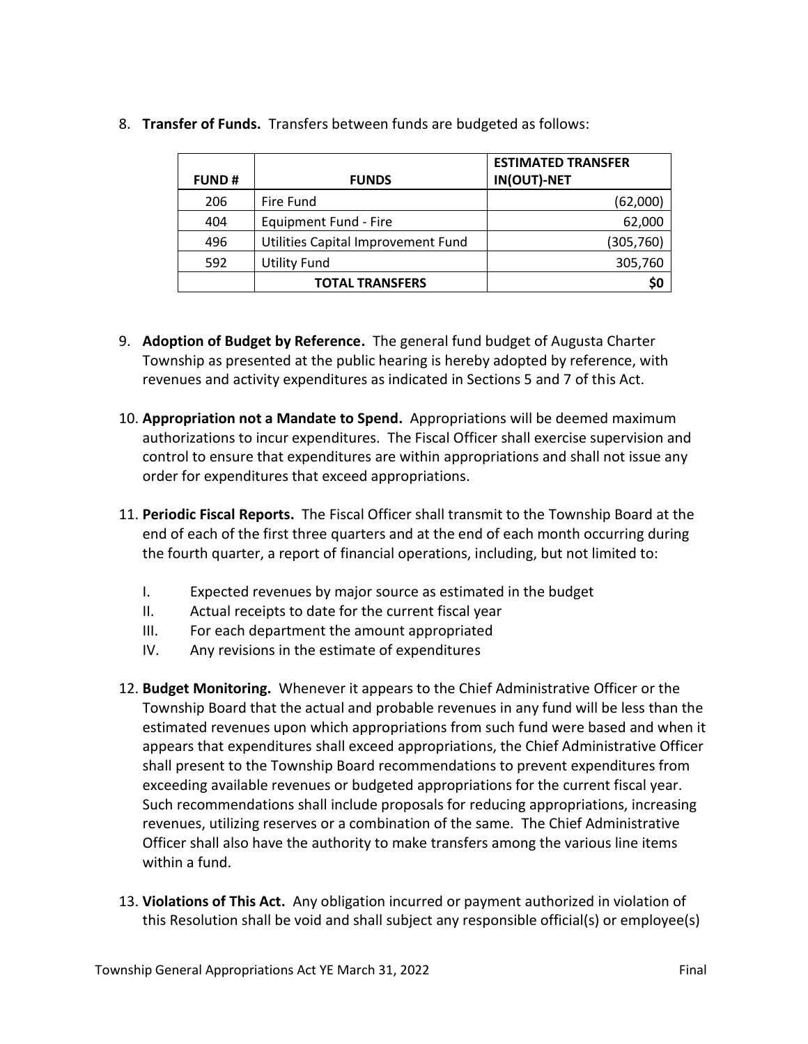8. **Transfer of Funds.** Transfers between funds are budgeted as follows:

| FUND # | FUNDS | ESTIMATED TRANSFER IN(OUT)-NET |
|---|---|---|
| 206 | Fire Fund | (62,000) |
| 404 | Equipment Fund - Fire | 62,000 |
| 496 | Utilities Capital Improvement Fund | (305,760) |
| 592 | Utility Fund | 305,760 |
| | **TOTAL TRANSFERS** | **$0** |

9. **Adoption of Budget by Reference.** The general fund budget of Augusta Charter Township as presented at the public hearing is hereby adopted by reference, with revenues and activity expenditures as indicated in Sections 5 and 7 of this Act.

10. **Appropriation not a Mandate to Spend.** Appropriations will be deemed maximum authorizations to incur expenditures. The Fiscal Officer shall exercise supervision and control to ensure that expenditures are within appropriations and shall not issue any order for expenditures that exceed appropriations.

11. **Periodic Fiscal Reports.** The Fiscal Officer shall transmit to the Township Board at the end of each of the first three quarters and at the end of each month occurring during the fourth quarter, a report of financial operations, including, but not limited to:

    I. Expected revenues by major source as estimated in the budget
    II. Actual receipts to date for the current fiscal year
    III. For each department the amount appropriated
    IV. Any revisions in the estimate of expenditures

12. **Budget Monitoring.** Whenever it appears to the Chief Administrative Officer or the Township Board that the actual and probable revenues in any fund will be less than the estimated revenues upon which appropriations from such fund were based and when it appears that expenditures shall exceed appropriations, the Chief Administrative Officer shall present to the Township Board recommendations to prevent expenditures from exceeding available revenues or budgeted appropriations for the current fiscal year. Such recommendations shall include proposals for reducing appropriations, increasing revenues, utilizing reserves or a combination of the same. The Chief Administrative Officer shall also have the authority to make transfers among the various line items within a fund.

13. **Violations of This Act.** Any obligation incurred or payment authorized in violation of this Resolution shall be void and shall subject any responsible official(s) or employee(s)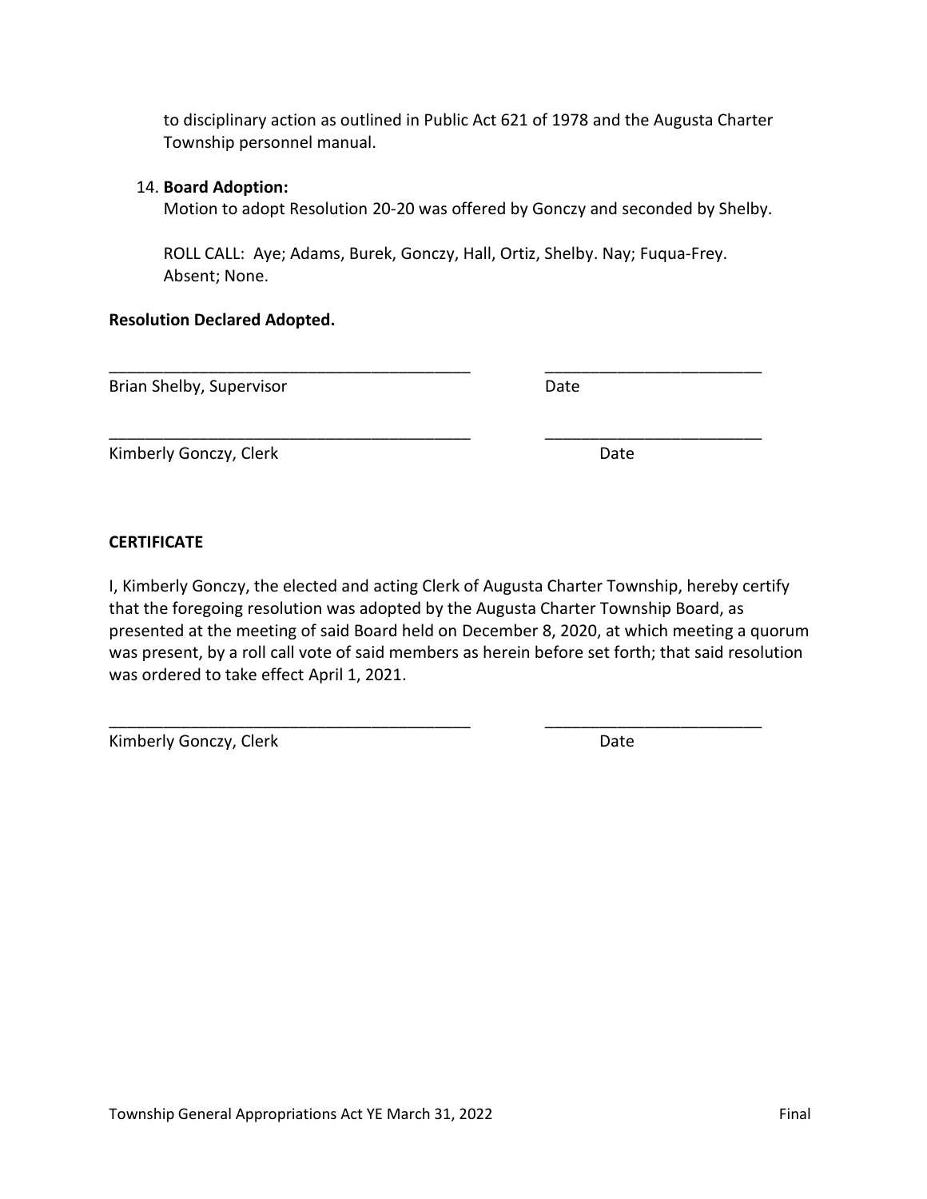to disciplinary action as outlined in Public Act 621 of 1978 and the Augusta Charter Township personnel manual.

14. **Board Adoption:**
    Motion to adopt Resolution 20-20 was offered by Gonczy and seconded by Shelby.

    ROLL CALL: Aye; Adams, Burek, Gonczy, Hall, Ortiz, Shelby. Nay; Fuqua-Frey. Absent; None.

**Resolution Declared Adopted.**

_________________________________________ ________________________
Brian Shelby, Supervisor Date

_________________________________________ ________________________
Kimberly Gonczy, Clerk Date

**CERTIFICATE**

I, Kimberly Gonczy, the elected and acting Clerk of Augusta Charter Township, hereby certify that the foregoing resolution was adopted by the Augusta Charter Township Board, as presented at the meeting of said Board held on December 8, 2020, at which meeting a quorum was present, by a roll call vote of said members as herein before set forth; that said resolution was ordered to take effect April 1, 2021.

_________________________________________ ________________________
Kimberly Gonczy, Clerk Date

Township General Appropriations Act YE March 31, 2022 Final